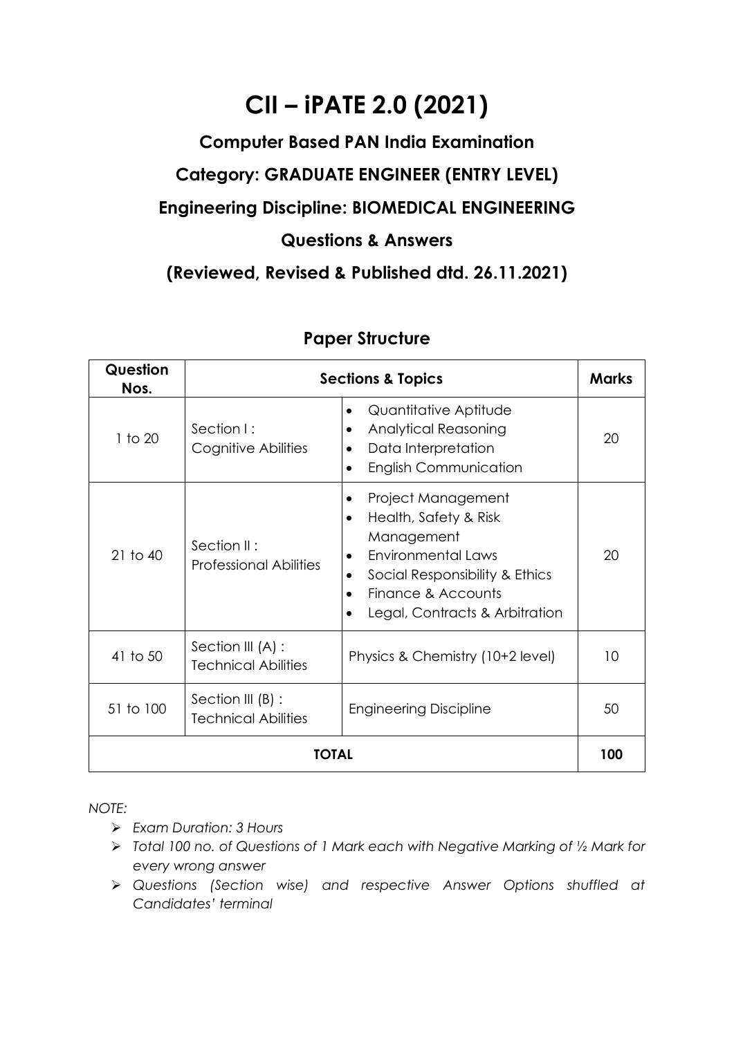# CII – iPATE 2.0 (2021)

## Computer Based PAN India Examination

## Category: GRADUATE ENGINEER (ENTRY LEVEL)

## Engineering Discipline: BIOMEDICAL ENGINEERING

## Questions & Answers

## (Reviewed, Revised & Published dtd. 26.11.2021)

### Paper Structure

| Question Nos. | Sections & Topics | | Marks |
|---|---|---|---|
| 1 to 20 | Section I : Cognitive Abilities | • Quantitative Aptitude<br>• Analytical Reasoning<br>• Data Interpretation<br>• English Communication | 20 |
| 21 to 40 | Section II : Professional Abilities | • Project Management<br>• Health, Safety & Risk Management<br>• Environmental Laws<br>• Social Responsibility & Ethics<br>• Finance & Accounts<br>• Legal, Contracts & Arbitration | 20 |
| 41 to 50 | Section III (A) : Technical Abilities | Physics & Chemistry (10+2 level) | 10 |
| 51 to 100 | Section III (B) : Technical Abilities | Engineering Discipline | 50 |
| **TOTAL** | | | **100** |

*NOTE:*

- *Exam Duration: 3 Hours*
- *Total 100 no. of Questions of 1 Mark each with Negative Marking of ½ Mark for every wrong answer*
- *Questions (Section wise) and respective Answer Options shuffled at Candidates' terminal*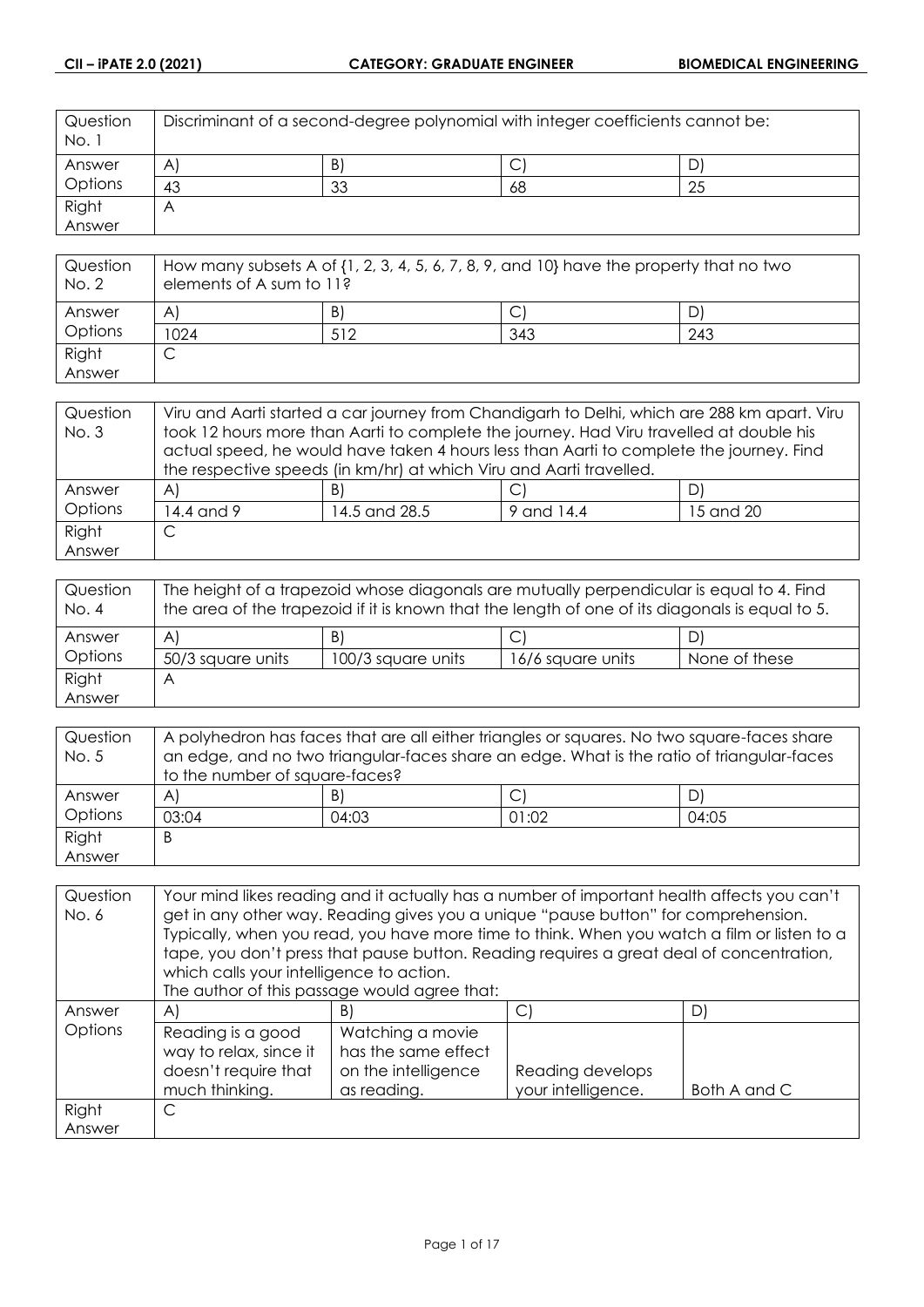| Question No. 1 | Discriminant of a second-degree polynomial with integer coefficients cannot be: | | | |
|---|---|---|---|---|
| Answer Options | A) | B) | C) | D) |
| | 43 | 33 | 68 | 25 |
| Right Answer | A | | | |

| Question No. 2 | How many subsets A of {1, 2, 3, 4, 5, 6, 7, 8, 9, and 10} have the property that no two elements of A sum to 11? | | | |
|---|---|---|---|---|
| Answer Options | A) | B) | C) | D) |
| | 1024 | 512 | 343 | 243 |
| Right Answer | C | | | |

| Question No. 3 | Viru and Aarti started a car journey from Chandigarh to Delhi, which are 288 km apart. Viru took 12 hours more than Aarti to complete the journey. Had Viru travelled at double his actual speed, he would have taken 4 hours less than Aarti to complete the journey. Find the respective speeds (in km/hr) at which Viru and Aarti travelled. | | | |
|---|---|---|---|---|
| Answer Options | A) | B) | C) | D) |
| | 14.4 and 9 | 14.5 and 28.5 | 9 and 14.4 | 15 and 20 |
| Right Answer | C | | | |

| Question No. 4 | The height of a trapezoid whose diagonals are mutually perpendicular is equal to 4. Find the area of the trapezoid if it is known that the length of one of its diagonals is equal to 5. | | | |
|---|---|---|---|---|
| Answer Options | A) | B) | C) | D) |
| | 50/3 square units | 100/3 square units | 16/6 square units | None of these |
| Right Answer | A | | | |

| Question No. 5 | A polyhedron has faces that are all either triangles or squares. No two square-faces share an edge, and no two triangular-faces share an edge. What is the ratio of triangular-faces to the number of square-faces? | | | |
|---|---|---|---|---|
| Answer Options | A) | B) | C) | D) |
| | 03:04 | 04:03 | 01:02 | 04:05 |
| Right Answer | B | | | |

| Question No. 6 | Your mind likes reading and it actually has a number of important health affects you can't get in any other way. Reading gives you a unique "pause button" for comprehension. Typically, when you read, you have more time to think. When you watch a film or listen to a tape, you don't press that pause button. Reading requires a great deal of concentration, which calls your intelligence to action. The author of this passage would agree that: | | | |
|---|---|---|---|---|
| Answer Options | A) | B) | C) | D) |
| | Reading is a good way to relax, since it doesn't require that much thinking. | Watching a movie has the same effect on the intelligence as reading. | Reading develops your intelligence. | Both A and C |
| Right Answer | C | | | |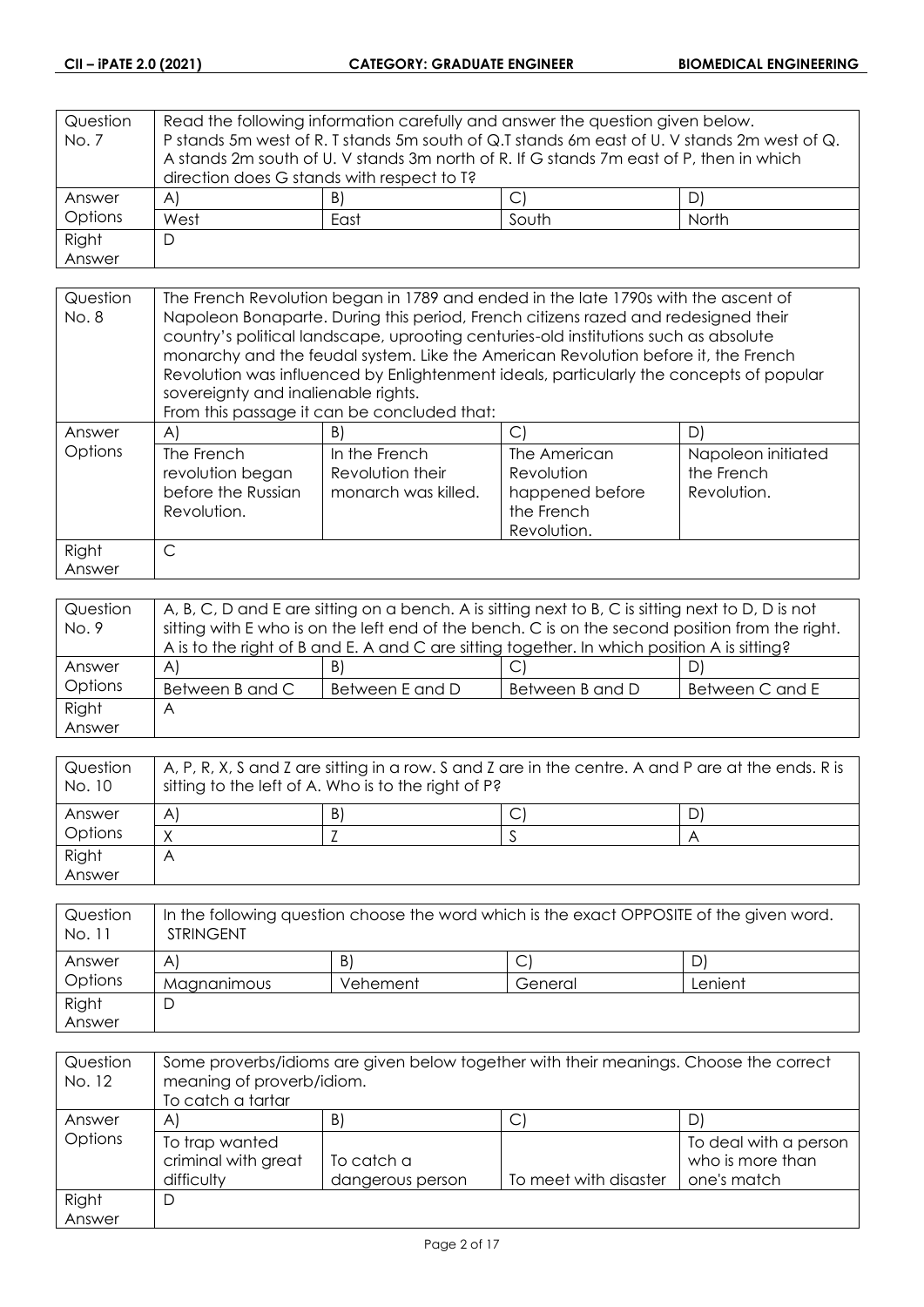| Question No. 7 | Read the following information carefully and answer the question given below. P stands 5m west of R. T stands 5m south of Q.T stands 6m east of U. V stands 2m west of Q. A stands 2m south of U. V stands 3m north of R. If G stands 7m east of P, then in which direction does G stands with respect to T? | | | |
|---|---|---|---|---|
| Answer Options | A) | B) | C) | D) |
| | West | East | South | North |
| Right Answer | D | | | |

| Question No. 8 | The French Revolution began in 1789 and ended in the late 1790s with the ascent of Napoleon Bonaparte. During this period, French citizens razed and redesigned their country's political landscape, uprooting centuries-old institutions such as absolute monarchy and the feudal system. Like the American Revolution before it, the French Revolution was influenced by Enlightenment ideals, particularly the concepts of popular sovereignty and inalienable rights. From this passage it can be concluded that: | | | |
|---|---|---|---|---|
| Answer Options | A) | B) | C) | D) |
| | The French revolution began before the Russian Revolution. | In the French Revolution their monarch was killed. | The American Revolution happened before the French Revolution. | Napoleon initiated the French Revolution. |
| Right Answer | C | | | |

| Question No. 9 | A, B, C, D and E are sitting on a bench. A is sitting next to B, C is sitting next to D, D is not sitting with E who is on the left end of the bench. C is on the second position from the right. A is to the right of B and E. A and C are sitting together. In which position A is sitting? | | | |
|---|---|---|---|---|
| Answer Options | A) | B) | C) | D) |
| | Between B and C | Between E and D | Between B and D | Between C and E |
| Right Answer | A | | | |

| Question No. 10 | A, P, R, X, S and Z are sitting in a row. S and Z are in the centre. A and P are at the ends. R is sitting to the left of A. Who is to the right of P? | | | |
|---|---|---|---|---|
| Answer Options | A) | B) | C) | D) |
| | X | Z | S | A |
| Right Answer | A | | | |

| Question No. 11 | In the following question choose the word which is the exact OPPOSITE of the given word. STRINGENT | | | |
|---|---|---|---|---|
| Answer Options | A) | B) | C) | D) |
| | Magnanimous | Vehement | General | Lenient |
| Right Answer | D | | | |

| Question No. 12 | Some proverbs/idioms are given below together with their meanings. Choose the correct meaning of proverb/idiom. To catch a tartar | | | |
|---|---|---|---|---|
| Answer Options | A) | B) | C) | D) |
| | To trap wanted criminal with great difficulty | To catch a dangerous person | To meet with disaster | To deal with a person who is more than one's match |
| Right Answer | D | | | |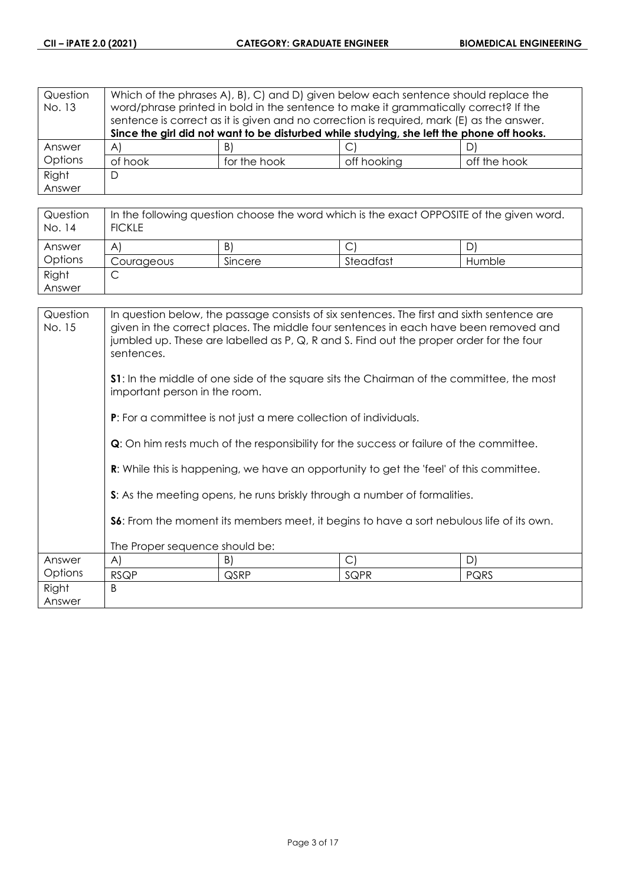| Question No. 13 | Which of the phrases A), B), C) and D) given below each sentence should replace the word/phrase printed in bold in the sentence to make it grammatically correct? If the sentence is correct as it is given and no correction is required, mark (E) as the answer. **Since the girl did not want to be disturbed while studying, she left the phone off hooks.** | | | |
|---|---|---|---|---|
| Answer Options | A) | B) | C) | D) |
| | of hook | for the hook | off hooking | off the hook |
| Right Answer | D | | | |

| Question No. 14 | In the following question choose the word which is the exact OPPOSITE of the given word. FICKLE | | | |
|---|---|---|---|---|
| Answer Options | A) | B) | C) | D) |
| | Courageous | Sincere | Steadfast | Humble |
| Right Answer | C | | | |

| Question No. 15 | In question below, the passage consists of six sentences. The first and sixth sentence are given in the correct places. The middle four sentences in each have been removed and jumbled up. These are labelled as P, Q, R and S. Find out the proper order for the four sentences.<br><br>**S1**: In the middle of one side of the square sits the Chairman of the committee, the most important person in the room.<br><br>**P**: For a committee is not just a mere collection of individuals.<br><br>**Q**: On him rests much of the responsibility for the success or failure of the committee.<br><br>**R**: While this is happening, we have an opportunity to get the 'feel' of this committee.<br><br>**S**: As the meeting opens, he runs briskly through a number of formalities.<br><br>**S6**: From the moment its members meet, it begins to have a sort nebulous life of its own.<br><br>The Proper sequence should be: | | | |
|---|---|---|---|---|
| Answer Options | A) | B) | C) | D) |
| | RSQP | QSRP | SQPR | PQRS |
| Right Answer | B | | | |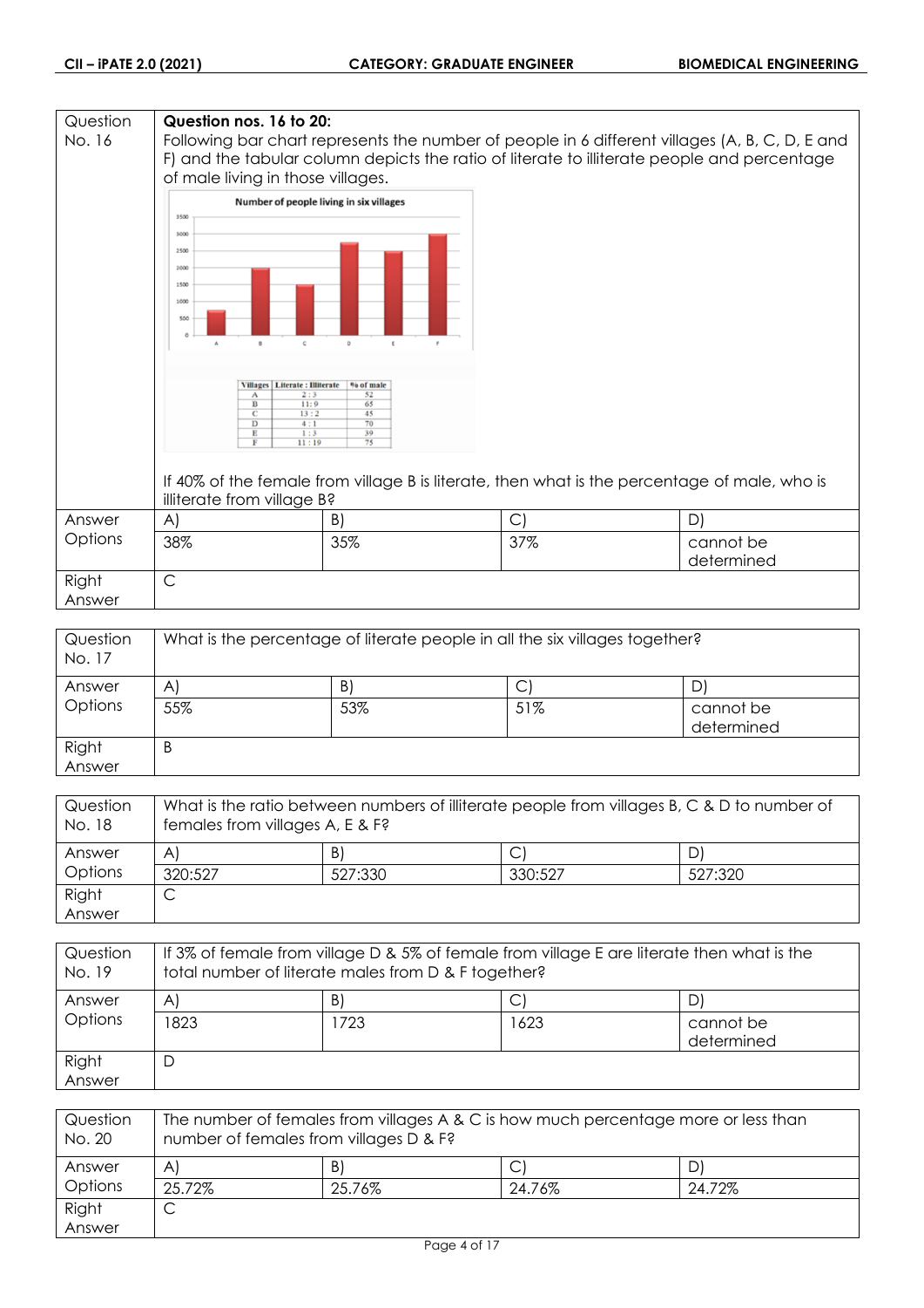| Question No. 16 | **Question nos. 16 to 20:** Following bar chart represents the number of people in 6 different villages (A, B, C, D, E and F) and the tabular column depicts the ratio of literate to illiterate people and percentage of male living in those villages. | | |
|---|---|---|---|

**Number of people living in six villages**

| Villages | Literate : Illiterate | % of male |
|---|---|---|
| A | 2 : 3 | 52 |
| B | 11 : 9 | 65 |
| C | 13 : 2 | 45 |
| D | 4 : 1 | 70 |
| E | 1 : 3 | 39 |
| F | 11 : 19 | 75 |

If 40% of the female from village B is literate, then what is the percentage of male, who is illiterate from village B?

| Answer Options | A) | B) | C) | D) |
|---|---|---|---|---|
| | 38% | 35% | 37% | cannot be determined |
| Right Answer | C | | | |

| Question No. 17 | What is the percentage of literate people in all the six villages together? | | | |
|---|---|---|---|---|
| Answer Options | A) | B) | C) | D) |
| | 55% | 53% | 51% | cannot be determined |
| Right Answer | B | | | |

| Question No. 18 | What is the ratio between numbers of illiterate people from villages B, C & D to number of females from villages A, E & F? | | | |
|---|---|---|---|---|
| Answer Options | A) | B) | C) | D) |
| | 320:527 | 527:330 | 330:527 | 527:320 |
| Right Answer | C | | | |

| Question No. 19 | If 3% of female from village D & 5% of female from village E are literate then what is the total number of literate males from D & F together? | | | |
|---|---|---|---|---|
| Answer Options | A) | B) | C) | D) |
| | 1823 | 1723 | 1623 | cannot be determined |
| Right Answer | D | | | |

| Question No. 20 | The number of females from villages A & C is how much percentage more or less than number of females from villages D & F? | | | |
|---|---|---|---|---|
| Answer Options | A) | B) | C) | D) |
| | 25.72% | 25.76% | 24.76% | 24.72% |
| Right Answer | C | | | |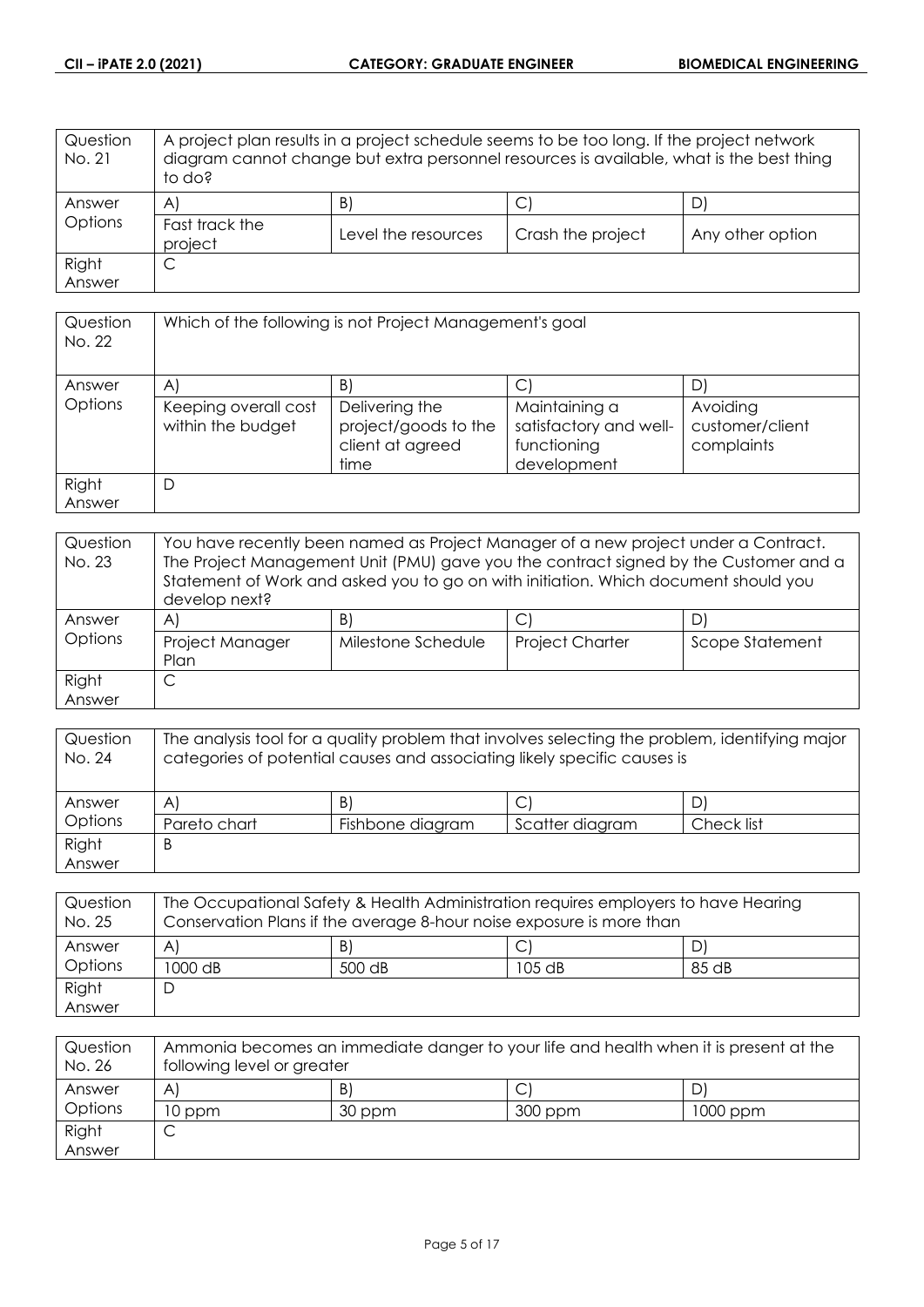| Question No. 21 | A project plan results in a project schedule seems to be too long. If the project network diagram cannot change but extra personnel resources is available, what is the best thing to do? | | | |
|---|---|---|---|---|
| Answer Options | A) | B) | C) | D) |
| | Fast track the project | Level the resources | Crash the project | Any other option |
| Right Answer | C | | | |

| Question No. 22 | Which of the following is not Project Management's goal | | | |
|---|---|---|---|---|
| Answer Options | A) | B) | C) | D) |
| | Keeping overall cost within the budget | Delivering the project/goods to the client at agreed time | Maintaining a satisfactory and well-functioning development | Avoiding customer/client complaints |
| Right Answer | D | | | |

| Question No. 23 | You have recently been named as Project Manager of a new project under a Contract. The Project Management Unit (PMU) gave you the contract signed by the Customer and a Statement of Work and asked you to go on with initiation. Which document should you develop next? | | | |
|---|---|---|---|---|
| Answer Options | A) | B) | C) | D) |
| | Project Manager Plan | Milestone Schedule | Project Charter | Scope Statement |
| Right Answer | C | | | |

| Question No. 24 | The analysis tool for a quality problem that involves selecting the problem, identifying major categories of potential causes and associating likely specific causes is | | | |
|---|---|---|---|---|
| Answer Options | A) | B) | C) | D) |
| | Pareto chart | Fishbone diagram | Scatter diagram | Check list |
| Right Answer | B | | | |

| Question No. 25 | The Occupational Safety & Health Administration requires employers to have Hearing Conservation Plans if the average 8-hour noise exposure is more than | | | |
|---|---|---|---|---|
| Answer Options | A) | B) | C) | D) |
| | 1000 dB | 500 dB | 105 dB | 85 dB |
| Right Answer | D | | | |

| Question No. 26 | Ammonia becomes an immediate danger to your life and health when it is present at the following level or greater | | | |
|---|---|---|---|---|
| Answer Options | A) | B) | C) | D) |
| | 10 ppm | 30 ppm | 300 ppm | 1000 ppm |
| Right Answer | C | | | |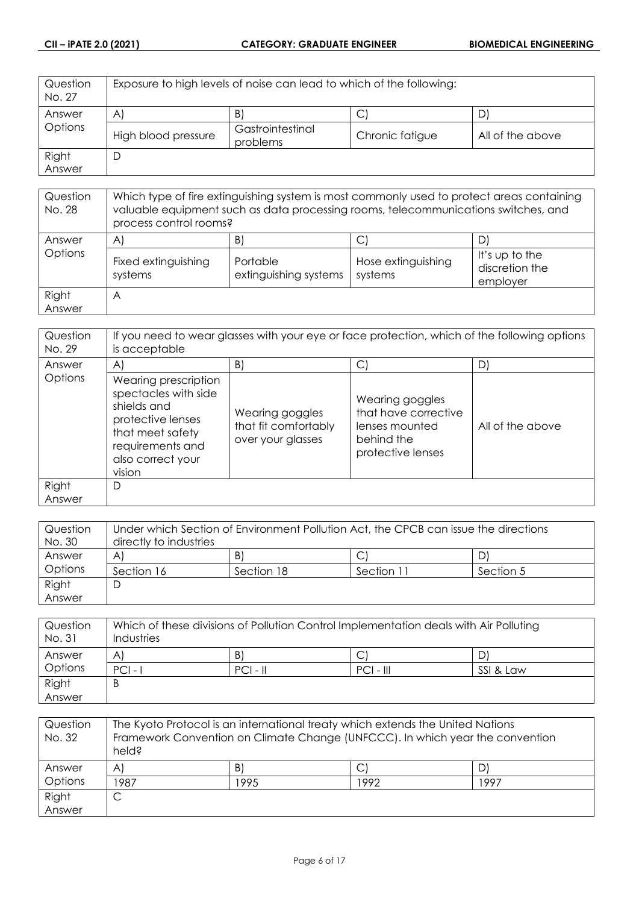| Question No. 27 | Exposure to high levels of noise can lead to which of the following: | | | |
|---|---|---|---|---|
| Answer Options | A) | B) | C) | D) |
| | High blood pressure | Gastrointestinal problems | Chronic fatigue | All of the above |
| Right Answer | D | | | |

| Question No. 28 | Which type of fire extinguishing system is most commonly used to protect areas containing valuable equipment such as data processing rooms, telecommunications switches, and process control rooms? | | | |
|---|---|---|---|---|
| Answer Options | A) | B) | C) | D) |
| | Fixed extinguishing systems | Portable extinguishing systems | Hose extinguishing systems | It's up to the discretion the employer |
| Right Answer | A | | | |

| Question No. 29 | If you need to wear glasses with your eye or face protection, which of the following options is acceptable | | | |
|---|---|---|---|---|
| Answer Options | A) | B) | C) | D) |
| | Wearing prescription spectacles with side shields and protective lenses that meet safety requirements and also correct your vision | Wearing goggles that fit comfortably over your glasses | Wearing goggles that have corrective lenses mounted behind the protective lenses | All of the above |
| Right Answer | D | | | |

| Question No. 30 | Under which Section of Environment Pollution Act, the CPCB can issue the directions directly to industries | | | |
|---|---|---|---|---|
| Answer Options | A) | B) | C) | D) |
| | Section 16 | Section 18 | Section 11 | Section 5 |
| Right Answer | D | | | |

| Question No. 31 | Which of these divisions of Pollution Control Implementation deals with Air Polluting Industries | | | |
|---|---|---|---|---|
| Answer Options | A) | B) | C) | D) |
| | PCI - I | PCI - II | PCI - III | SSI & Law |
| Right Answer | B | | | |

| Question No. 32 | The Kyoto Protocol is an international treaty which extends the United Nations Framework Convention on Climate Change (UNFCCC). In which year the convention held? | | | |
|---|---|---|---|---|
| Answer Options | A) | B) | C) | D) |
| | 1987 | 1995 | 1992 | 1997 |
| Right Answer | C | | | |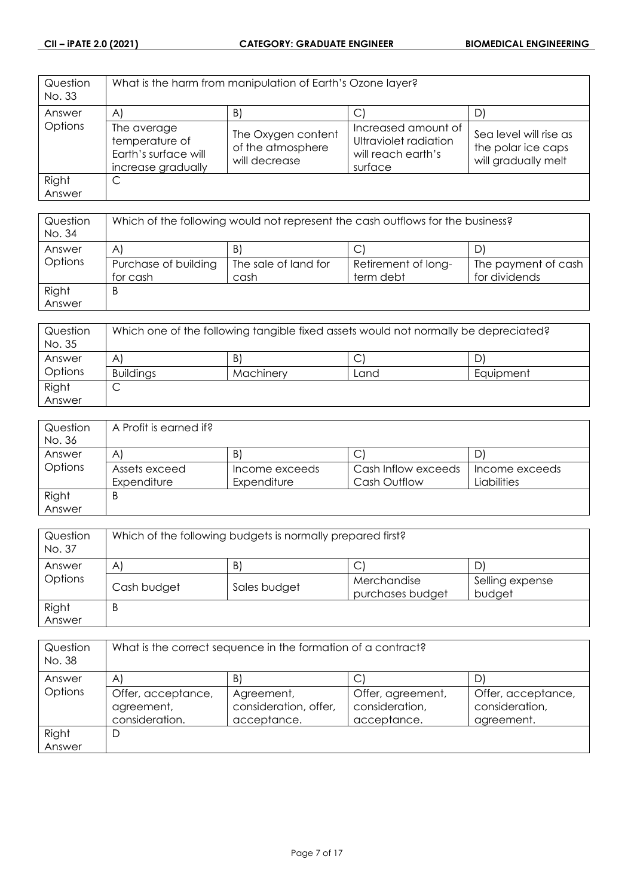| Question No. 33 | What is the harm from manipulation of Earth's Ozone layer? | | | |
|---|---|---|---|---|
| Answer Options | A) | B) | C) | D) |
| | The average temperature of Earth's surface will increase gradually | The Oxygen content of the atmosphere will decrease | Increased amount of Ultraviolet radiation will reach earth's surface | Sea level will rise as the polar ice caps will gradually melt |
| Right Answer | C | | | |

| Question No. 34 | Which of the following would not represent the cash outflows for the business? | | | |
|---|---|---|---|---|
| Answer Options | A) | B) | C) | D) |
| | Purchase of building for cash | The sale of land for cash | Retirement of long-term debt | The payment of cash for dividends |
| Right Answer | B | | | |

| Question No. 35 | Which one of the following tangible fixed assets would not normally be depreciated? | | | |
|---|---|---|---|---|
| Answer Options | A) | B) | C) | D) |
| | Buildings | Machinery | Land | Equipment |
| Right Answer | C | | | |

| Question No. 36 | A Profit is earned if? | | | |
|---|---|---|---|---|
| Answer Options | A) | B) | C) | D) |
| | Assets exceed Expenditure | Income exceeds Expenditure | Cash Inflow exceeds Cash Outflow | Income exceeds Liabilities |
| Right Answer | B | | | |

| Question No. 37 | Which of the following budgets is normally prepared first? | | | |
|---|---|---|---|---|
| Answer Options | A) | B) | C) | D) |
| | Cash budget | Sales budget | Merchandise purchases budget | Selling expense budget |
| Right Answer | B | | | |

| Question No. 38 | What is the correct sequence in the formation of a contract? | | | |
|---|---|---|---|---|
| Answer Options | A) | B) | C) | D) |
| | Offer, acceptance, agreement, consideration. | Agreement, consideration, offer, acceptance. | Offer, agreement, consideration, acceptance. | Offer, acceptance, consideration, agreement. |
| Right Answer | D | | | |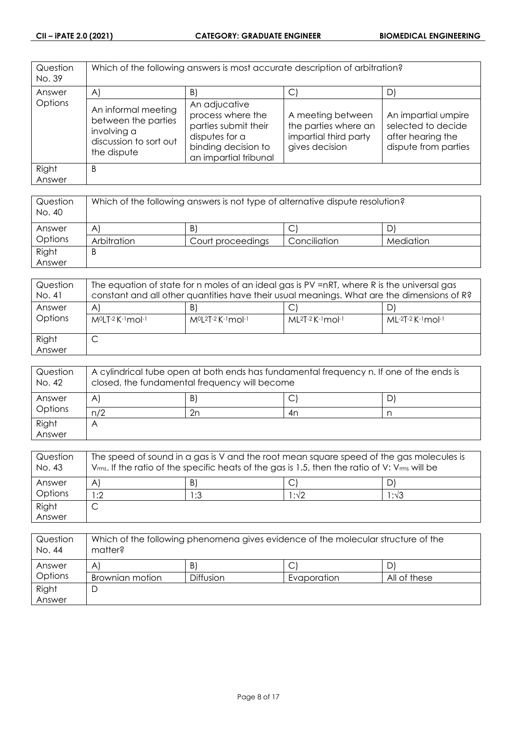| Question No. 39 | Which of the following answers is most accurate description of arbitration? | | | |
|---|---|---|---|---|
| Answer Options | A) | B) | C) | D) |
| | An informal meeting between the parties involving a discussion to sort out the dispute | An adjucative process where the parties submit their disputes for a binding decision to an impartial tribunal | A meeting between the parties where an impartial third party gives decision | An impartial umpire selected to decide after hearing the dispute from parties |
| Right Answer | B | | | |

| Question No. 40 | Which of the following answers is not type of alternative dispute resolution? | | | |
|---|---|---|---|---|
| Answer Options | A) | B) | C) | D) |
| | Arbitration | Court proceedings | Conciliation | Mediation |
| Right Answer | B | | | |

| Question No. 41 | The equation of state for n moles of an ideal gas is PV =nRT, where R is the universal gas constant and all other quantities have their usual meanings. What are the dimensions of R? | | | |
|---|---|---|---|---|
| Answer Options | A) | B) | C) | D) |
| | $M^0LT^{-2}K^{-1}mol^{-1}$ | $M^0L^2T^{-2}K^{-1}mol^{-1}$ | $ML^2T^{-2}K^{-1}mol^{-1}$ | $ML^{-2}T^{-2}K^{-1}mol^{-1}$ |
| Right Answer | C | | | |

| Question No. 42 | A cylindrical tube open at both ends has fundamental frequency n. If one of the ends is closed, the fundamental frequency will become | | | |
|---|---|---|---|---|
| Answer Options | A) | B) | C) | D) |
| | n/2 | 2n | 4n | n |
| Right Answer | A | | | |

| Question No. 43 | The speed of sound in a gas is V and the root mean square speed of the gas molecules is $V_{rms}$. If the ratio of the specific heats of the gas is 1.5, then the ratio of V: $V_{rms}$ will be | | | |
|---|---|---|---|---|
| Answer Options | A) | B) | C) | D) |
| | 1:2 | 1:3 | $1:\sqrt{2}$ | $1:\sqrt{3}$ |
| Right Answer | C | | | |

| Question No. 44 | Which of the following phenomena gives evidence of the molecular structure of the matter? | | | |
|---|---|---|---|---|
| Answer Options | A) | B) | C) | D) |
| | Brownian motion | Diffusion | Evaporation | All of these |
| Right Answer | D | | | |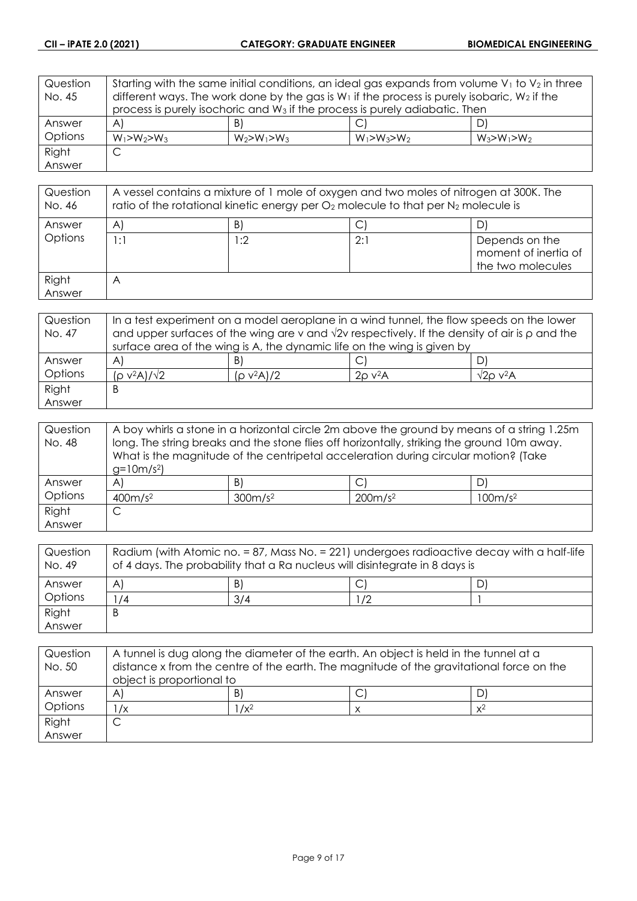| Question No. 45 | Starting with the same initial conditions, an ideal gas expands from volume $V_1$ to $V_2$ in three different ways. The work done by the gas is $W_1$ if the process is purely isobaric, $W_2$ if the process is purely isochoric and $W_3$ if the process is purely adiabatic. Then | | |
|---|---|---|---|
| Answer Options | A) $W_1>W_2>W_3$ | B) $W_2>W_1>W_3$ | C) $W_1>W_3>W_2$ | D) $W_3>W_1>W_2$ |
| Right Answer | C | | |

| Question No. 46 | A vessel contains a mixture of 1 mole of oxygen and two moles of nitrogen at 300K. The ratio of the rotational kinetic energy per $O_2$ molecule to that per $N_2$ molecule is | | | |
|---|---|---|---|---|
| Answer Options | A) 1:1 | B) 1:2 | C) 2:1 | D) Depends on the moment of inertia of the two molecules |
| Right Answer | A | | | |

| Question No. 47 | In a test experiment on a model aeroplane in a wind tunnel, the flow speeds on the lower and upper surfaces of the wing are v and $\sqrt{2}$v respectively. If the density of air is ρ and the surface area of the wing is A, the dynamic life on the wing is given by | | | |
|---|---|---|---|---|
| Answer Options | A) $(\rho v^2 A)/\sqrt{2}$ | B) $(\rho v^2 A)/2$ | C) $2\rho v^2 A$ | D) $\sqrt{2}\rho v^2 A$ |
| Right Answer | B | | | |

| Question No. 48 | A boy whirls a stone in a horizontal circle 2m above the ground by means of a string 1.25m long. The string breaks and the stone flies off horizontally, striking the ground 10m away. What is the magnitude of the centripetal acceleration during circular motion? (Take $g=10m/s^2$) | | | |
|---|---|---|---|---|
| Answer Options | A) $400m/s^2$ | B) $300m/s^2$ | C) $200m/s^2$ | D) $100m/s^2$ |
| Right Answer | C | | | |

| Question No. 49 | Radium (with Atomic no. = 87, Mass No. = 221) undergoes radioactive decay with a half-life of 4 days. The probability that a Ra nucleus will disintegrate in 8 days is | | | |
|---|---|---|---|---|
| Answer Options | A) 1/4 | B) 3/4 | C) 1/2 | D) 1 |
| Right Answer | B | | | |

| Question No. 50 | A tunnel is dug along the diameter of the earth. An object is held in the tunnel at a distance x from the centre of the earth. The magnitude of the gravitational force on the object is proportional to | | | |
|---|---|---|---|---|
| Answer Options | A) $1/x$ | B) $1/x^2$ | C) $x$ | D) $x^2$ |
| Right Answer | C | | | |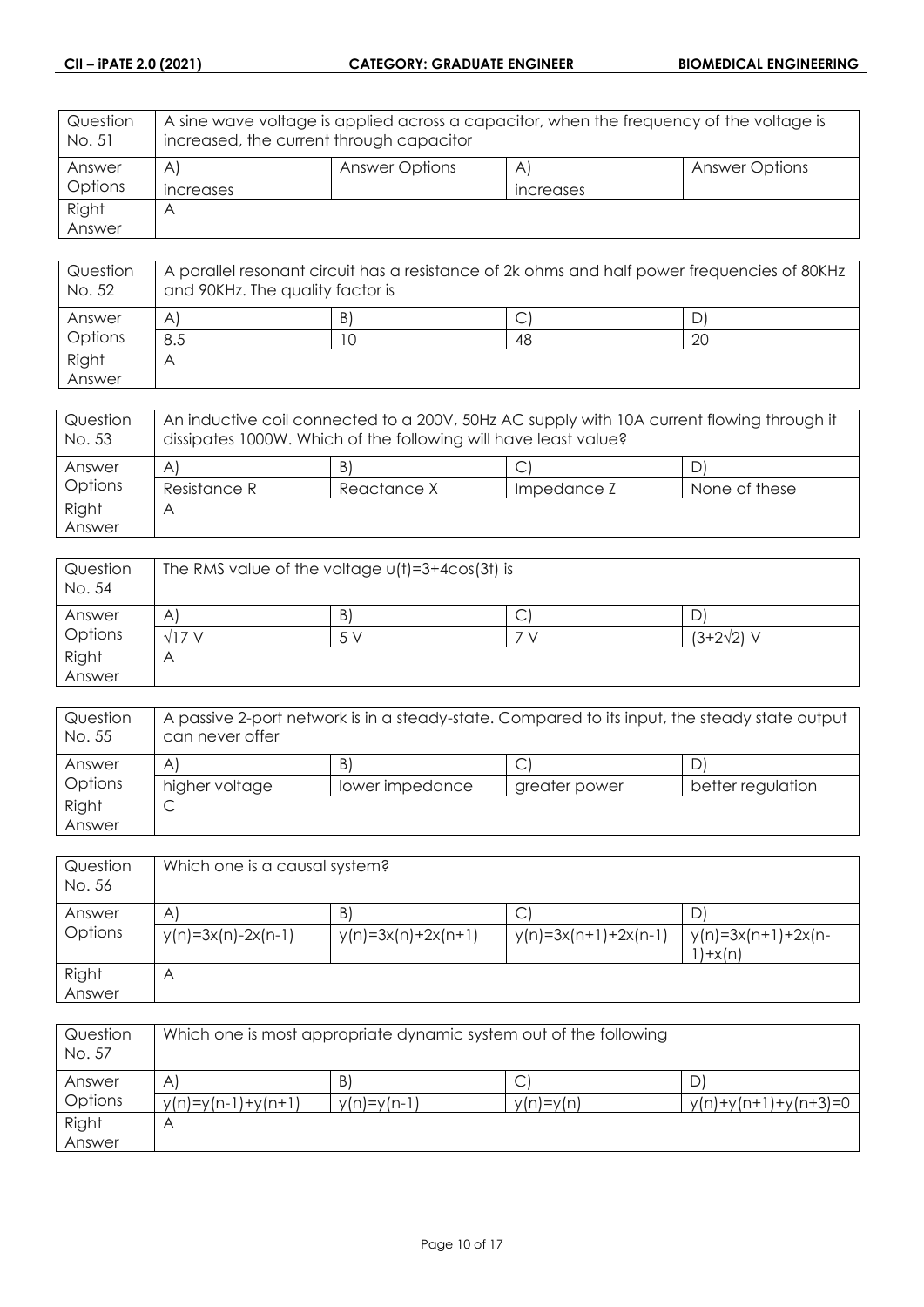| Question No. 51 | A sine wave voltage is applied across a capacitor, when the frequency of the voltage is increased, the current through capacitor | | |
|---|---|---|---|
| Answer Options | A) | Answer Options | A) | Answer Options |
| | increases | | increases | |
| Right Answer | A | | | |

| Question No. 52 | A parallel resonant circuit has a resistance of 2k ohms and half power frequencies of 80KHz and 90KHz. The quality factor is | | | |
|---|---|---|---|---|
| Answer Options | A) | B) | C) | D) |
| | 8.5 | 10 | 48 | 20 |
| Right Answer | A | | | |

| Question No. 53 | An inductive coil connected to a 200V, 50Hz AC supply with 10A current flowing through it dissipates 1000W. Which of the following will have least value? | | | |
|---|---|---|---|---|
| Answer Options | A) | B) | C) | D) |
| | Resistance R | Reactance X | Impedance Z | None of these |
| Right Answer | A | | | |

| Question No. 54 | The RMS value of the voltage $u(t)=3+4\cos(3t)$ is | | | |
|---|---|---|---|---|
| Answer Options | A) | B) | C) | D) |
| | $\sqrt{17}$ V | 5 V | 7 V | $(3+2\sqrt{2})$ V |
| Right Answer | A | | | |

| Question No. 55 | A passive 2-port network is in a steady-state. Compared to its input, the steady state output can never offer | | | |
|---|---|---|---|---|
| Answer Options | A) | B) | C) | D) |
| | higher voltage | lower impedance | greater power | better regulation |
| Right Answer | C | | | |

| Question No. 56 | Which one is a causal system? | | | |
|---|---|---|---|---|
| Answer Options | A) | B) | C) | D) |
| | $y(n)=3x(n)-2x(n-1)$ | $y(n)=3x(n)+2x(n+1)$ | $y(n)=3x(n+1)+2x(n-1)$ | $y(n)=3x(n+1)+2x(n-1)+x(n)$ |
| Right Answer | A | | | |

| Question No. 57 | Which one is most appropriate dynamic system out of the following | | | |
|---|---|---|---|---|
| Answer Options | A) | B) | C) | D) |
| | $y(n)=y(n-1)+y(n+1)$ | $y(n)=y(n-1)$ | $y(n)=y(n)$ | $y(n)+y(n+1)+y(n+3)=0$ |
| Right Answer | A | | | |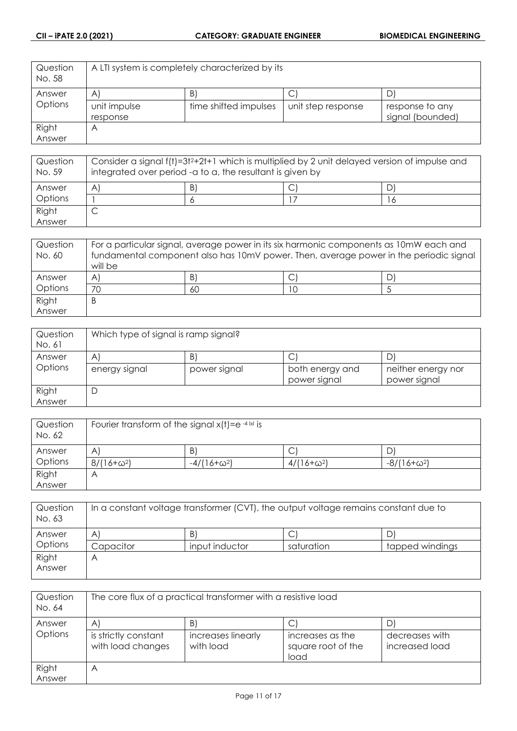| Question No. 58 | A LTI system is completely characterized by its | | | |
|---|---|---|---|---|
| Answer Options | A) | B) | C) | D) |
| | unit impulse response | time shifted impulses | unit step response | response to any signal (bounded) |
| Right Answer | A | | | |

| Question No. 59 | Consider a signal $f(t)=3t^2+2t+1$ which is multiplied by 2 unit delayed version of impulse and integrated over period -a to a, the resultant is given by | | | |
|---|---|---|---|---|
| Answer Options | A) | B) | C) | D) |
| | 1 | 6 | 17 | 16 |
| Right Answer | C | | | |

| Question No. 60 | For a particular signal, average power in its six harmonic components as 10mW each and fundamental component also has 10mV power. Then, average power in the periodic signal will be | | | |
|---|---|---|---|---|
| Answer Options | A) | B) | C) | D) |
| | 70 | 60 | 10 | 5 |
| Right Answer | B | | | |

| Question No. 61 | Which type of signal is ramp signal? | | | |
|---|---|---|---|---|
| Answer Options | A) | B) | C) | D) |
| | energy signal | power signal | both energy and power signal | neither energy nor power signal |
| Right Answer | D | | | |

| Question No. 62 | Fourier transform of the signal $x(t)=e^{-4\|x\|}$ is | | | |
|---|---|---|---|---|
| Answer Options | A) | B) | C) | D) |
| | $8/(16+\omega^2)$ | $-4/(16+\omega^2)$ | $4/(16+\omega^2)$ | $-8/(16+\omega^2)$ |
| Right Answer | A | | | |

| Question No. 63 | In a constant voltage transformer (CVT), the output voltage remains constant due to | | | |
|---|---|---|---|---|
| Answer Options | A) | B) | C) | D) |
| | Capacitor | input inductor | saturation | tapped windings |
| Right Answer | A | | | |

| Question No. 64 | The core flux of a practical transformer with a resistive load | | | |
|---|---|---|---|---|
| Answer Options | A) | B) | C) | D) |
| | is strictly constant with load changes | increases linearly with load | increases as the square root of the load | decreases with increased load |
| Right Answer | A | | | |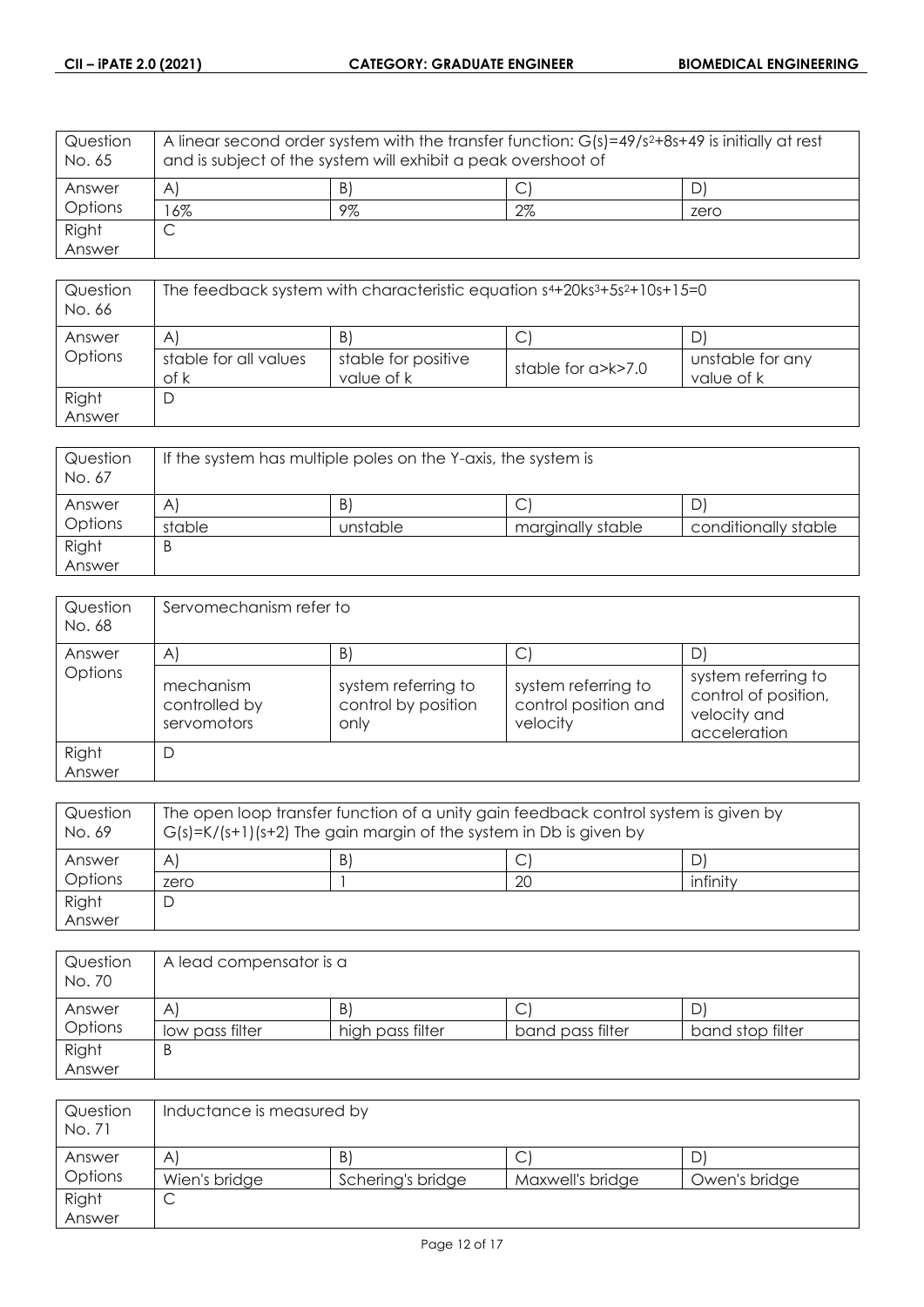| Question No. 65 | A linear second order system with the transfer function: $G(s)=49/s^2+8s+49$ is initially at rest and is subject of the system will exhibit a peak overshoot of | | | |
|---|---|---|---|---|
| Answer Options | A) | B) | C) | D) |
| | 16% | 9% | 2% | zero |
| Right Answer | C | | | |

| Question No. 66 | The feedback system with characteristic equation $s^4+20ks^3+5s^2+10s+15=0$ | | | |
|---|---|---|---|---|
| Answer Options | A) | B) | C) | D) |
| | stable for all values of k | stable for positive value of k | stable for a>k>7.0 | unstable for any value of k |
| Right Answer | D | | | |

| Question No. 67 | If the system has multiple poles on the Y-axis, the system is | | | |
|---|---|---|---|---|
| Answer Options | A) | B) | C) | D) |
| | stable | unstable | marginally stable | conditionally stable |
| Right Answer | B | | | |

| Question No. 68 | Servomechanism refer to | | | |
|---|---|---|---|---|
| Answer Options | A) | B) | C) | D) |
| | mechanism controlled by servomotors | system referring to control by position only | system referring to control position and velocity | system referring to control of position, velocity and acceleration |
| Right Answer | D | | | |

| Question No. 69 | The open loop transfer function of a unity gain feedback control system is given by $G(s)=K/(s+1)(s+2)$ The gain margin of the system in Db is given by | | | |
|---|---|---|---|---|
| Answer Options | A) | B) | C) | D) |
| | zero | 1 | 20 | infinity |
| Right Answer | D | | | |

| Question No. 70 | A lead compensator is a | | | |
|---|---|---|---|---|
| Answer Options | A) | B) | C) | D) |
| | low pass filter | high pass filter | band pass filter | band stop filter |
| Right Answer | B | | | |

| Question No. 71 | Inductance is measured by | | | |
|---|---|---|---|---|
| Answer Options | A) | B) | C) | D) |
| | Wien's bridge | Schering's bridge | Maxwell's bridge | Owen's bridge |
| Right Answer | C | | | |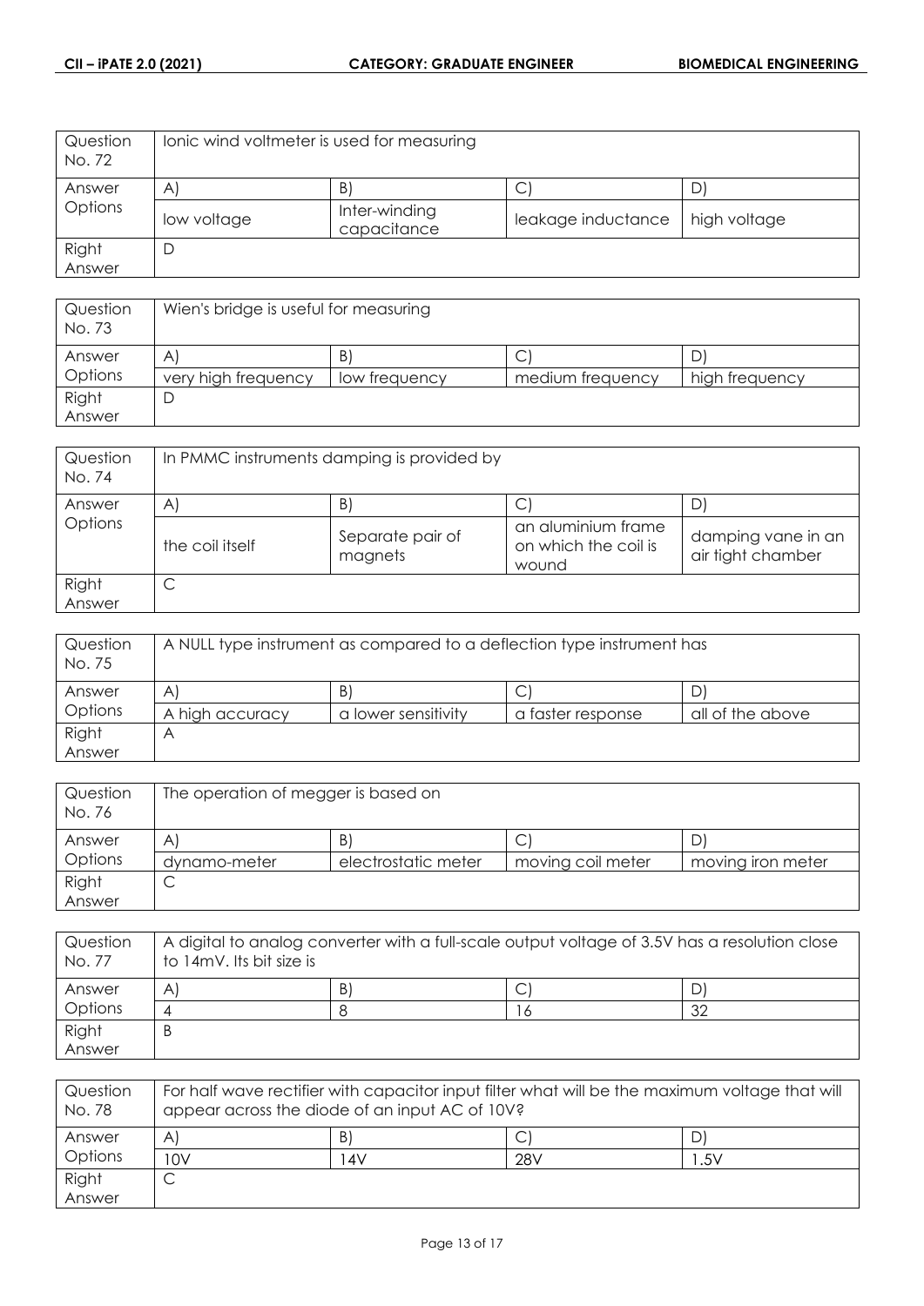| Question No. 72 | Ionic wind voltmeter is used for measuring | | | |
|---|---|---|---|---|
| Answer Options | A) | B) | C) | D) |
| | low voltage | Inter-winding capacitance | leakage inductance | high voltage |
| Right Answer | D | | | |

| Question No. 73 | Wien's bridge is useful for measuring | | | |
|---|---|---|---|---|
| Answer Options | A) | B) | C) | D) |
| | very high frequency | low frequency | medium frequency | high frequency |
| Right Answer | D | | | |

| Question No. 74 | In PMMC instruments damping is provided by | | | |
|---|---|---|---|---|
| Answer Options | A) | B) | C) | D) |
| | the coil itself | Separate pair of magnets | an aluminium frame on which the coil is wound | damping vane in an air tight chamber |
| Right Answer | C | | | |

| Question No. 75 | A NULL type instrument as compared to a deflection type instrument has | | | |
|---|---|---|---|---|
| Answer Options | A) | B) | C) | D) |
| | A high accuracy | a lower sensitivity | a faster response | all of the above |
| Right Answer | A | | | |

| Question No. 76 | The operation of megger is based on | | | |
|---|---|---|---|---|
| Answer Options | A) | B) | C) | D) |
| | dynamo-meter | electrostatic meter | moving coil meter | moving iron meter |
| Right Answer | C | | | |

| Question No. 77 | A digital to analog converter with a full-scale output voltage of 3.5V has a resolution close to 14mV. Its bit size is | | | |
|---|---|---|---|---|
| Answer Options | A) | B) | C) | D) |
| | 4 | 8 | 16 | 32 |
| Right Answer | B | | | |

| Question No. 78 | For half wave rectifier with capacitor input filter what will be the maximum voltage that will appear across the diode of an input AC of 10V? | | | |
|---|---|---|---|---|
| Answer Options | A) | B) | C) | D) |
| | 10V | 14V | 28V | 1.5V |
| Right Answer | C | | | |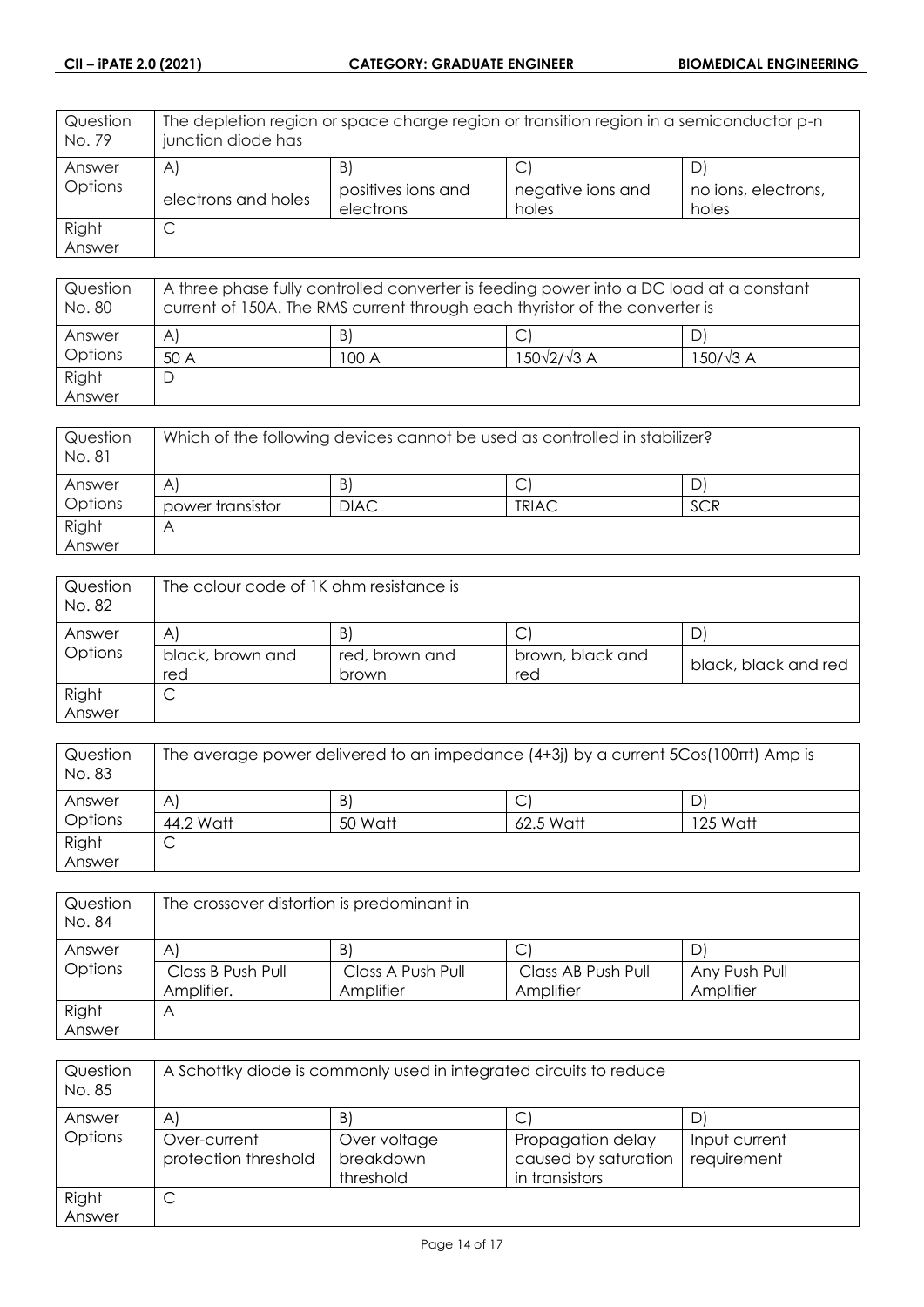| Question No. 79 | The depletion region or space charge region or transition region in a semiconductor p-n junction diode has | | | |
|---|---|---|---|---|
| Answer Options | A) | B) | C) | D) |
| | electrons and holes | positives ions and electrons | negative ions and holes | no ions, electrons, holes |
| Right Answer | C | | | |

| Question No. 80 | A three phase fully controlled converter is feeding power into a DC load at a constant current of 150A. The RMS current through each thyristor of the converter is | | | |
|---|---|---|---|---|
| Answer Options | A) | B) | C) | D) |
| | 50 A | 100 A | $150\sqrt{2}/\sqrt{3}$ A | $150/\sqrt{3}$ A |
| Right Answer | D | | | |

| Question No. 81 | Which of the following devices cannot be used as controlled in stabilizer? | | | |
|---|---|---|---|---|
| Answer Options | A) | B) | C) | D) |
| | power transistor | DIAC | TRIAC | SCR |
| Right Answer | A | | | |

| Question No. 82 | The colour code of 1K ohm resistance is | | | |
|---|---|---|---|---|
| Answer Options | A) | B) | C) | D) |
| | black, brown and red | red, brown and brown | brown, black and red | black, black and red |
| Right Answer | C | | | |

| Question No. 83 | The average power delivered to an impedance (4+3j) by a current $5Cos(100\pi t)$ Amp is | | | |
|---|---|---|---|---|
| Answer Options | A) | B) | C) | D) |
| | 44.2 Watt | 50 Watt | 62.5 Watt | 125 Watt |
| Right Answer | C | | | |

| Question No. 84 | The crossover distortion is predominant in | | | |
|---|---|---|---|---|
| Answer Options | A) | B) | C) | D) |
| | Class B Push Pull Amplifier. | Class A Push Pull Amplifier | Class AB Push Pull Amplifier | Any Push Pull Amplifier |
| Right Answer | A | | | |

| Question No. 85 | A Schottky diode is commonly used in integrated circuits to reduce | | | |
|---|---|---|---|---|
| Answer Options | A) | B) | C) | D) |
| | Over-current protection threshold | Over voltage breakdown threshold | Propagation delay caused by saturation in transistors | Input current requirement |
| Right Answer | C | | | |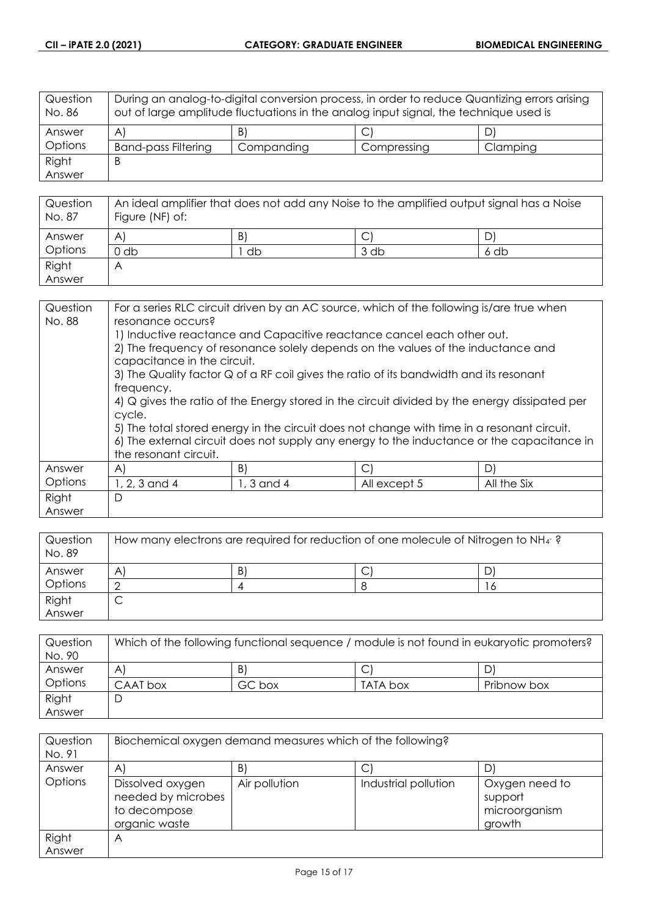| Question No. 86 | During an analog-to-digital conversion process, in order to reduce Quantizing errors arising out of large amplitude fluctuations in the analog input signal, the technique used is | | | |
|---|---|---|---|---|
| Answer Options | A) | B) | C) | D) |
| | Band-pass Filtering | Companding | Compressing | Clamping |
| Right Answer | B | | | |

| Question No. 87 | An ideal amplifier that does not add any Noise to the amplified output signal has a Noise Figure (NF) of: | | | |
|---|---|---|---|---|
| Answer Options | A) | B) | C) | D) |
| | 0 db | 1 db | 3 db | 6 db |
| Right Answer | A | | | |

| Question No. 88 | For a series RLC circuit driven by an AC source, which of the following is/are true when resonance occurs?<br>1) Inductive reactance and Capacitive reactance cancel each other out.<br>2) The frequency of resonance solely depends on the values of the inductance and capacitance in the circuit.<br>3) The Quality factor Q of a RF coil gives the ratio of its bandwidth and its resonant frequency.<br>4) Q gives the ratio of the Energy stored in the circuit divided by the energy dissipated per cycle.<br>5) The total stored energy in the circuit does not change with time in a resonant circuit.<br>6) The external circuit does not supply any energy to the inductance or the capacitance in the resonant circuit. | | | |
|---|---|---|---|---|
| Answer Options | A) | B) | C) | D) |
| | 1, 2, 3 and 4 | 1, 3 and 4 | All except 5 | All the Six |
| Right Answer | D | | | |

| Question No. 89 | How many electrons are required for reduction of one molecule of Nitrogen to $NH_4^-$ ? | | | |
|---|---|---|---|---|
| Answer Options | A) | B) | C) | D) |
| | 2 | 4 | 8 | 16 |
| Right Answer | C | | | |

| Question No. 90 | Which of the following functional sequence / module is not found in eukaryotic promoters? | | | |
|---|---|---|---|---|
| Answer Options | A) | B) | C) | D) |
| | CAAT box | GC box | TATA box | Pribnow box |
| Right Answer | D | | | |

| Question No. 91 | Biochemical oxygen demand measures which of the following? | | | |
|---|---|---|---|---|
| Answer Options | A) | B) | C) | D) |
| | Dissolved oxygen needed by microbes to decompose organic waste | Air pollution | Industrial pollution | Oxygen need to support microorganism growth |
| Right Answer | A | | | |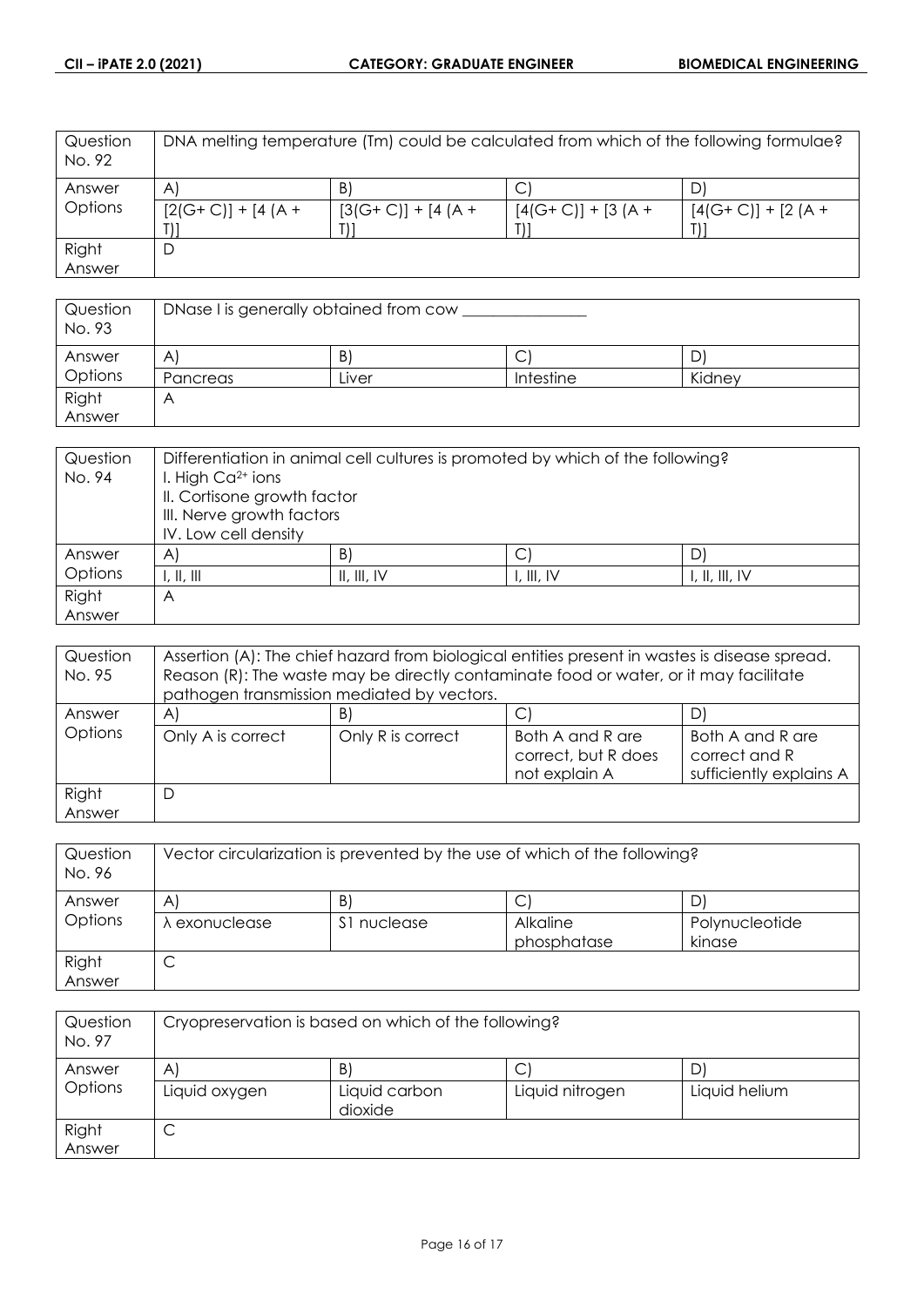| Question No. 92 | DNA melting temperature (Tm) could be calculated from which of the following formulae? | | | |
|---|---|---|---|---|
| Answer Options | A) | B) | C) | D) |
| | [2(G+ C)] + [4 (A + T)] | [3(G+ C)] + [4 (A + T)] | [4(G+ C)] + [3 (A + T)] | [4(G+ C)] + [2 (A + T)] |
| Right Answer | D | | | |

| Question No. 93 | DNase I is generally obtained from cow _______________ | | | |
|---|---|---|---|---|
| Answer Options | A) | B) | C) | D) |
| | Pancreas | Liver | Intestine | Kidney |
| Right Answer | A | | | |

| Question No. 94 | Differentiation in animal cell cultures is promoted by which of the following?<br>I. High $Ca^{2+}$ ions<br>II. Cortisone growth factor<br>III. Nerve growth factors<br>IV. Low cell density | | | |
|---|---|---|---|---|
| Answer Options | A) | B) | C) | D) |
| | I, II, III | II, III, IV | I, III, IV | I, II, III, IV |
| Right Answer | A | | | |

| Question No. 95 | Assertion (A): The chief hazard from biological entities present in wastes is disease spread.<br>Reason (R): The waste may be directly contaminate food or water, or it may facilitate pathogen transmission mediated by vectors. | | | |
|---|---|---|---|---|
| Answer Options | A) | B) | C) | D) |
| | Only A is correct | Only R is correct | Both A and R are correct, but R does not explain A | Both A and R are correct and R sufficiently explains A |
| Right Answer | D | | | |

| Question No. 96 | Vector circularization is prevented by the use of which of the following? | | | |
|---|---|---|---|---|
| Answer Options | A) | B) | C) | D) |
| | λ exonuclease | S1 nuclease | Alkaline phosphatase | Polynucleotide kinase |
| Right Answer | C | | | |

| Question No. 97 | Cryopreservation is based on which of the following? | | | |
|---|---|---|---|---|
| Answer Options | A) | B) | C) | D) |
| | Liquid oxygen | Liquid carbon dioxide | Liquid nitrogen | Liquid helium |
| Right Answer | C | | | |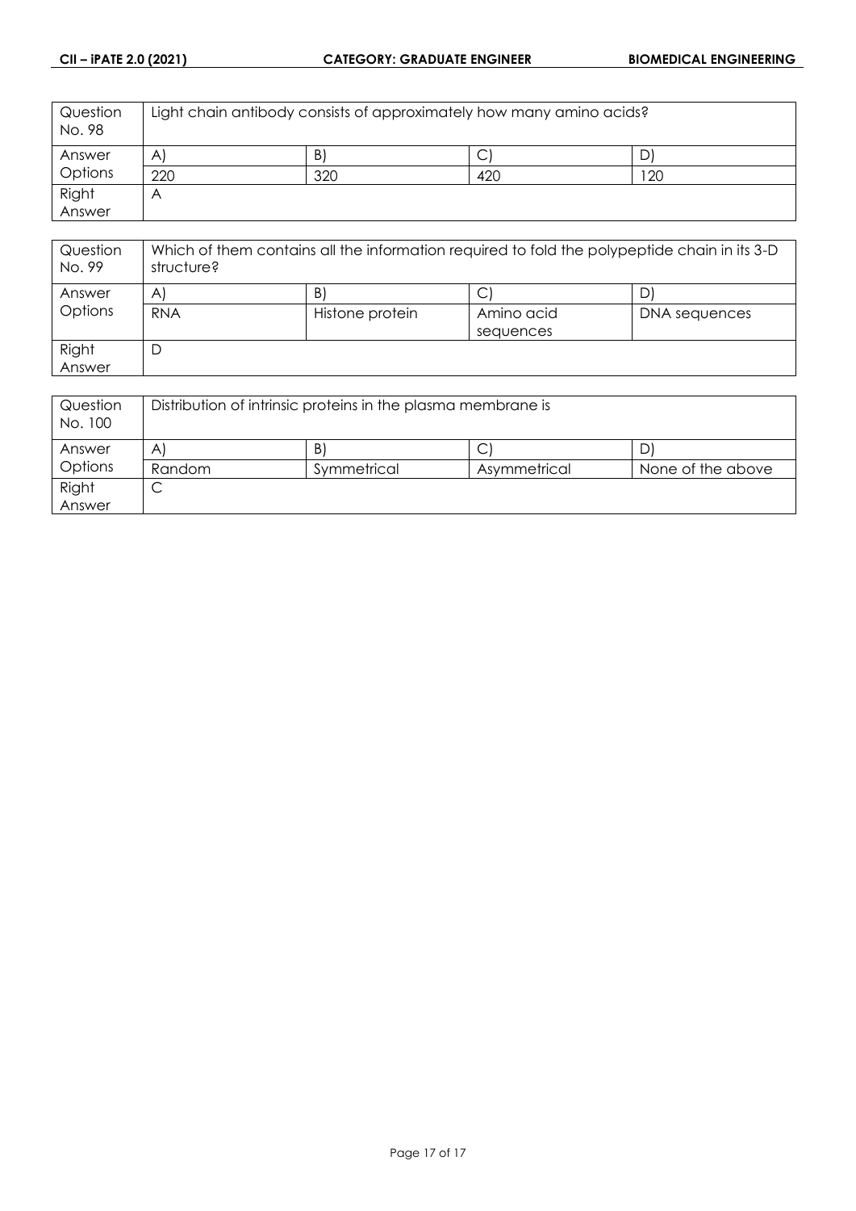| | | | | |
|---|---|---|---|---|
| Question No. 98 | Light chain antibody consists of approximately how many amino acids? | | | |
| Answer Options | A) | B) | C) | D) |
| | 220 | 320 | 420 | 120 |
| Right Answer | A | | | |

| | | | | |
|---|---|---|---|---|
| Question No. 99 | Which of them contains all the information required to fold the polypeptide chain in its 3-D structure? | | | |
| Answer Options | A) | B) | C) | D) |
| | RNA | Histone protein | Amino acid sequences | DNA sequences |
| Right Answer | D | | | |

| | | | | |
|---|---|---|---|---|
| Question No. 100 | Distribution of intrinsic proteins in the plasma membrane is | | | |
| Answer Options | A) | B) | C) | D) |
| | Random | Symmetrical | Asymmetrical | None of the above |
| Right Answer | C | | | |